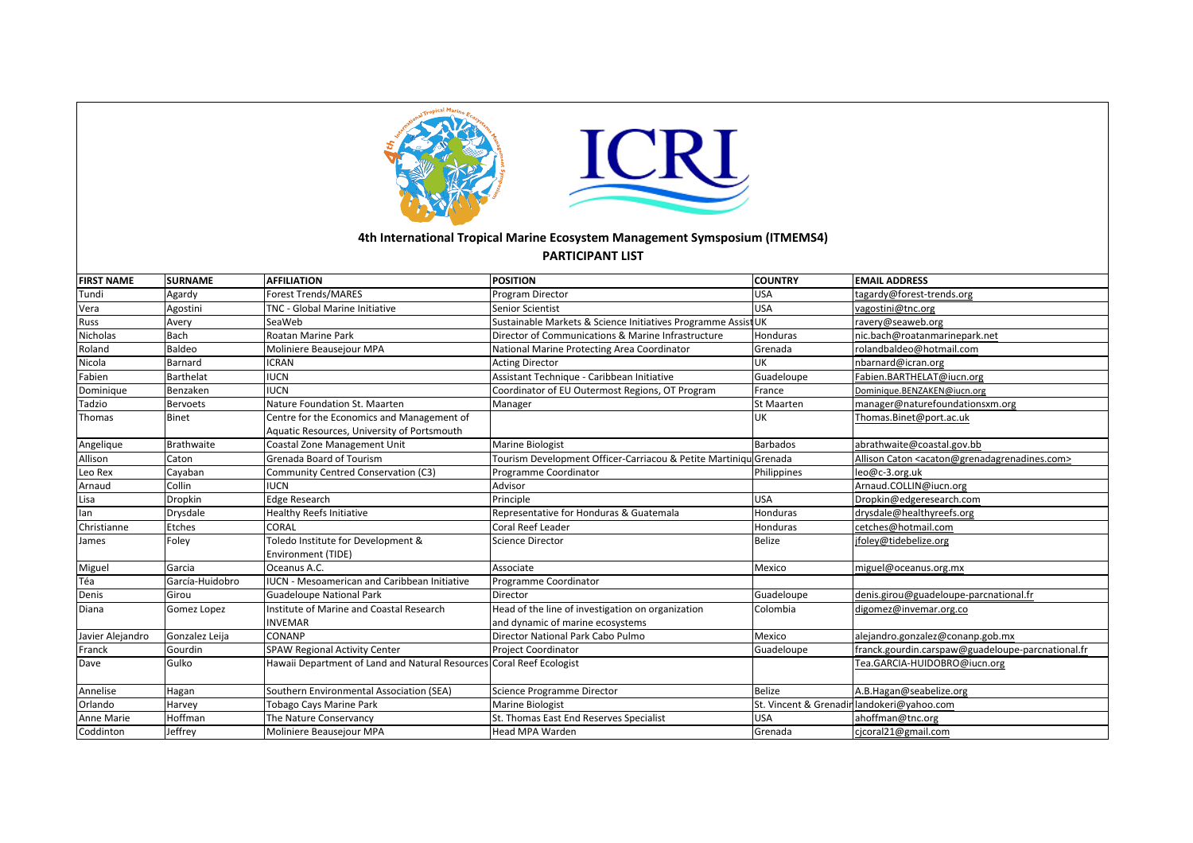## 4th International Tropical Marine Ecosystem Management Symsposium (ITMEMS4)

### PARTICIPANT LIST

| FIRST NAME | SURNAME | AFFILIATION | POSITION | COUNTRY | EMAIL ADDRESS |
|---|---|---|---|---|---|
| Tundi | Agardy | Forest Trends/MARES | Program Director | USA | tagardy@forest-trends.org |
| Vera | Agostini | TNC - Global Marine Initiative | Senior Scientist | USA | vagostini@tnc.org |
| Russ | Avery | SeaWeb | Sustainable Markets & Science Initiatives Programme Assist | UK | ravery@seaweb.org |
| Nicholas | Bach | Roatan Marine Park | Director of Communications & Marine Infrastructure | Honduras | nic.bach@roatanmarinepark.net |
| Roland | Baldeo | Moliniere Beausejour MPA | National Marine Protecting Area Coordinator | Grenada | rolandbaldeo@hotmail.com |
| Nicola | Barnard | ICRAN | Acting Director | UK | nbarnard@icran.org |
| Fabien | Barthelat | IUCN | Assistant Technique - Caribbean Initiative | Guadeloupe | Fabien.BARTHELAT@iucn.org |
| Dominique | Benzaken | IUCN | Coordinator of EU Outermost Regions, OT Program | France | Dominique.BENZAKEN@iucn.org |
| Tadzio | Bervoets | Nature Foundation St. Maarten | Manager | St Maarten | manager@naturefoundationsxm.org |
| Thomas | Binet | Centre for the Economics and Management of Aquatic Resources, University of Portsmouth | | UK | Thomas.Binet@port.ac.uk |
| Angelique | Brathwaite | Coastal Zone Management Unit | Marine Biologist | Barbados | abrathwaite@coastal.gov.bb |
| Allison | Caton | Grenada Board of Tourism | Tourism Development Officer-Carriacou & Petite Martiniqu | Grenada | Allison Caton <acaton@grenadagrenadines.com> |
| Leo Rex | Cayaban | Community Centred Conservation (C3) | Programme Coordinator | Philippines | leo@c-3.org.uk |
| Arnaud | Collin | IUCN | Advisor | | Arnaud.COLLIN@iucn.org |
| Lisa | Dropkin | Edge Research | Principle | USA | Dropkin@edgeresearch.com |
| Ian | Drysdale | Healthy Reefs Initiative | Representative for Honduras & Guatemala | Honduras | drysdale@healthyreefs.org |
| Christianne | Etches | CORAL | Coral Reef Leader | Honduras | cetches@hotmail.com |
| James | Foley | Toledo Institute for Development & Environment (TIDE) | Science Director | Belize | jfoley@tidebelize.org |
| Miguel | Garcia | Oceanus A.C. | Associate | Mexico | miguel@oceanus.org.mx |
| Téa | García-Huidobro | IUCN - Mesoamerican and Caribbean Initiative | Programme Coordinator | | |
| Denis | Girou | Guadeloupe National Park | Director | Guadeloupe | denis.girou@guadeloupe-parcnational.fr |
| Diana | Gomez Lopez | Institute of Marine and Coastal Research INVEMAR | Head of the line of investigation on organization and dynamic of marine ecosystems | Colombia | digomez@invemar.org.co |
| Javier Alejandro | Gonzalez Leija | CONANP | Director National Park Cabo Pulmo | Mexico | alejandro.gonzalez@conanp.gob.mx |
| Franck | Gourdin | SPAW Regional Activity Center | Project Coordinator | Guadeloupe | franck.gourdin.carspaw@guadeloupe-parcnational.fr |
| Dave | Gulko | Hawaii Department of Land and Natural Resources | Coral Reef Ecologist | | Tea.GARCIA-HUIDOBRO@iucn.org |
| Annelise | Hagan | Southern Environmental Association (SEA) | Science Programme Director | Belize | A.B.Hagan@seabelize.org |
| Orlando | Harvey | Tobago Cays Marine Park | Marine Biologist | St. Vincent & Grenadir | landokeri@yahoo.com |
| Anne Marie | Hoffman | The Nature Conservancy | St. Thomas East End Reserves Specialist | USA | ahoffman@tnc.org |
| Coddinton | Jeffrey | Moliniere Beausejour MPA | Head MPA Warden | Grenada | cjcoral21@gmail.com |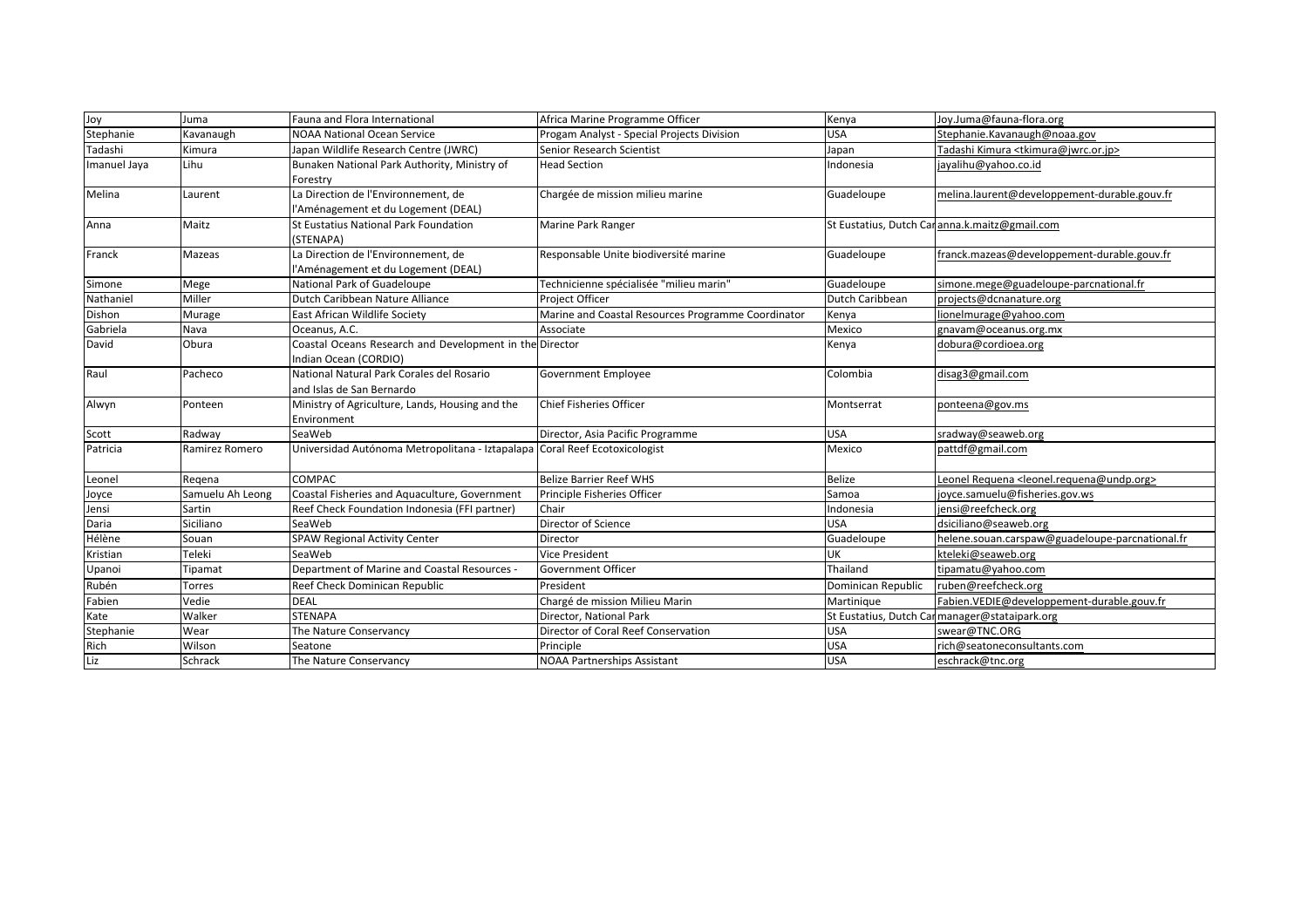| | | | | | |
|---|---|---|---|---|---|
| Joy | Juma | Fauna and Flora International | Africa Marine Programme Officer | Kenya | Joy.Juma@fauna-flora.org |
| Stephanie | Kavanaugh | NOAA National Ocean Service | Progam Analyst - Special Projects Division | USA | Stephanie.Kavanaugh@noaa.gov |
| Tadashi | Kimura | Japan Wildlife Research Centre (JWRC) | Senior Research Scientist | Japan | Tadashi Kimura <tkimura@jwrc.or.jp> |
| Imanuel Jaya | Lihu | Bunaken National Park Authority, Ministry of Forestry | Head Section | Indonesia | jayalihu@yahoo.co.id |
| Melina | Laurent | La Direction de l'Environnement, de l'Aménagement et du Logement (DEAL) | Chargée de mission milieu marine | Guadeloupe | melina.laurent@developpement-durable.gouv.fr |
| Anna | Maitz | St Eustatius National Park Foundation (STENAPA) | Marine Park Ranger | St Eustatius, Dutch Car | anna.k.maitz@gmail.com |
| Franck | Mazeas | La Direction de l'Environnement, de l'Aménagement et du Logement (DEAL) | Responsable Unite biodiversité marine | Guadeloupe | franck.mazeas@developpement-durable.gouv.fr |
| Simone | Mege | National Park of Guadeloupe | Technicienne spécialisée "milieu marin" | Guadeloupe | simone.mege@guadeloupe-parcnational.fr |
| Nathaniel | Miller | Dutch Caribbean Nature Alliance | Project Officer | Dutch Caribbean | projects@dcnanature.org |
| Dishon | Murage | East African Wildlife Society | Marine and Coastal Resources Programme Coordinator | Kenya | lionelmurage@yahoo.com |
| Gabriela | Nava | Oceanus, A.C. | Associate | Mexico | gnavam@oceanus.org.mx |
| David | Obura | Coastal Oceans Research and Development in the Indian Ocean (CORDIO) | Director | Kenya | dobura@cordioea.org |
| Raul | Pacheco | National Natural Park Corales del Rosario and Islas de San Bernardo | Government Employee | Colombia | disag3@gmail.com |
| Alwyn | Ponteen | Ministry of Agriculture, Lands, Housing and the Environment | Chief Fisheries Officer | Montserrat | ponteena@gov.ms |
| Scott | Radway | SeaWeb | Director, Asia Pacific Programme | USA | sradway@seaweb.org |
| Patricia | Ramirez Romero | Universidad Autónoma Metropolitana - Iztapalapa | Coral Reef Ecotoxicologist | Mexico | pattdf@gmail.com |
| Leonel | Reqena | COMPAC | Belize Barrier Reef WHS | Belize | Leonel Requena <leonel.requena@undp.org> |
| Joyce | Samuelu Ah Leong | Coastal Fisheries and Aquaculture, Government | Principle Fisheries Officer | Samoa | joyce.samuelu@fisheries.gov.ws |
| Jensi | Sartin | Reef Check Foundation Indonesia (FFI partner) | Chair | Indonesia | jensi@reefcheck.org |
| Daria | Siciliano | SeaWeb | Director of Science | USA | dsiciliano@seaweb.org |
| Hélène | Souan | SPAW Regional Activity Center | Director | Guadeloupe | helene.souan.carspaw@guadeloupe-parcnational.fr |
| Kristian | Teleki | SeaWeb | Vice President | UK | kteleki@seaweb.org |
| Upanoi | Tipamat | Department of Marine and Coastal Resources - | Government Officer | Thailand | tipamatu@yahoo.com |
| Rubén | Torres | Reef Check Dominican Republic | President | Dominican Republic | ruben@reefcheck.org |
| Fabien | Vedie | DEAL | Chargé de mission Milieu Marin | Martinique | Fabien.VEDIE@developpement-durable.gouv.fr |
| Kate | Walker | STENAPA | Director, National Park | St Eustatius, Dutch Car | manager@stataipark.org |
| Stephanie | Wear | The Nature Conservancy | Director of Coral Reef Conservation | USA | swear@TNC.ORG |
| Rich | Wilson | Seatone | Principle | USA | rich@seatoneconsultants.com |
| Liz | Schrack | The Nature Conservancy | NOAA Partnerships Assistant | USA | eschrack@tnc.org |